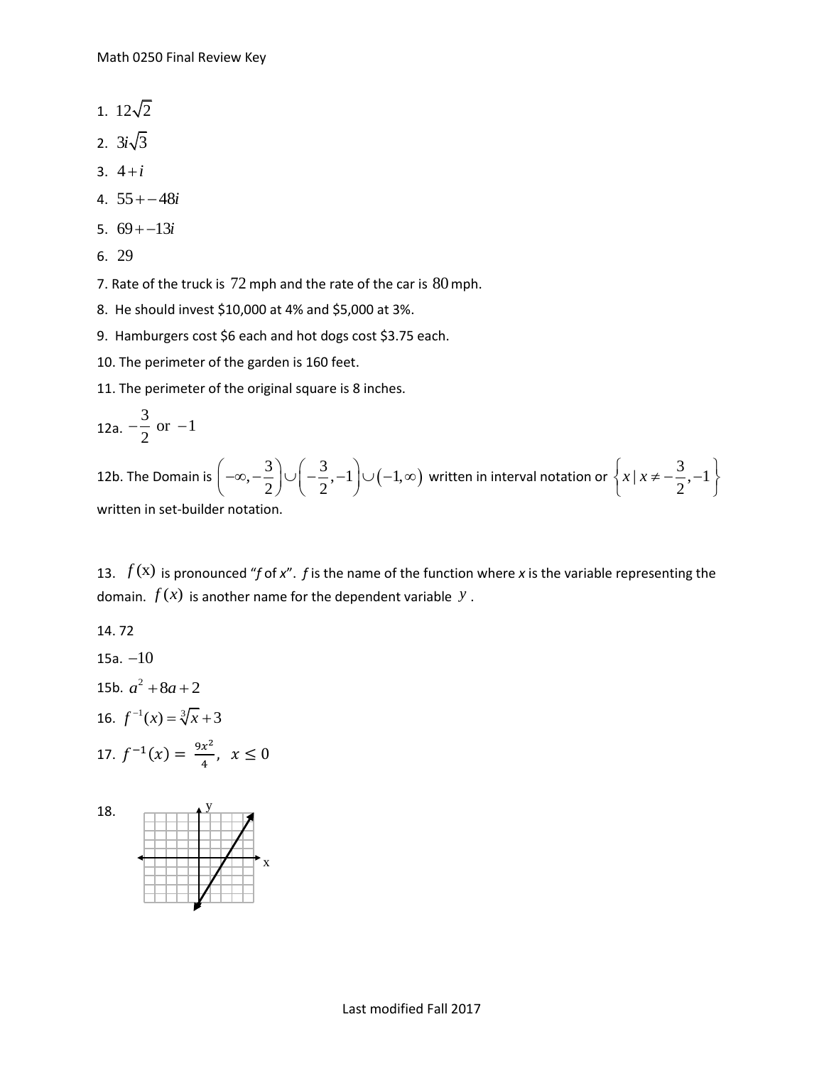Math 0250 Final Review Key

1. $12\sqrt{2}$

2. $3i\sqrt{3}$

3. $4+i$

4. $55+-48i$

5. $69+-13i$

6. $29$

7. Rate of the truck is $72$ mph and the rate of the car is $80$ mph.

8. He should invest \$10,000 at 4% and \$5,000 at 3%.

9. Hamburgers cost \$6 each and hot dogs cost \$3.75 each.

10. The perimeter of the garden is 160 feet.

11. The perimeter of the original square is 8 inches.

12a. $-\frac{3}{2}$ or $-1$

12b. The Domain is $\left(-\infty,-\frac{3}{2}\right)\cup\left(-\frac{3}{2},-1\right)\cup\left(-1,\infty\right)$ written in interval notation or $\left\{x \mid x\neq-\frac{3}{2},-1\right\}$ written in set-builder notation.

13. $f(x)$ is pronounced "*f* of *x*". *f* is the name of the function where *x* is the variable representing the domain. $f(x)$ is another name for the dependent variable $y$.

14. 72

15a. $-10$

15b. $a^2+8a+2$

16. $f^{-1}(x)=\sqrt[3]{x}+3$

17. $f^{-1}(x)=\frac{9x^2}{4},\ x\leq 0$

18.

Last modified Fall 2017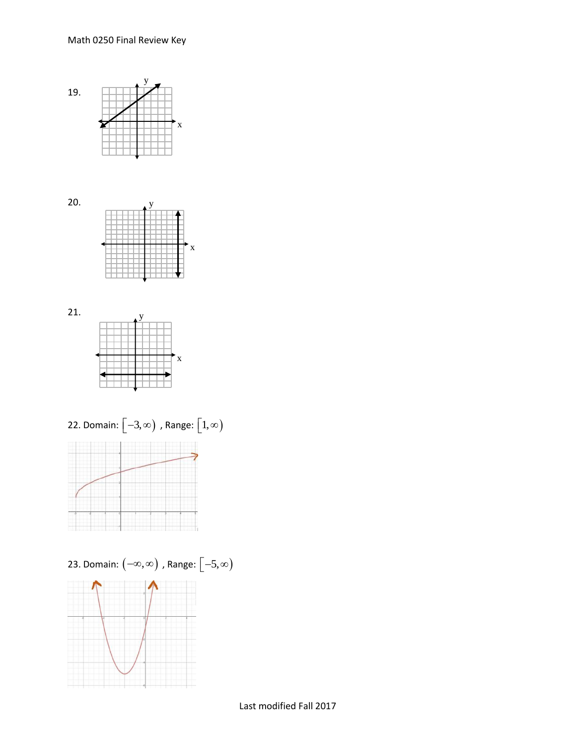19.

20.

21.

22. Domain: $[-3, \infty)$ , Range: $[1, \infty)$

23. Domain: $(-\infty, \infty)$ , Range: $[-5, \infty)$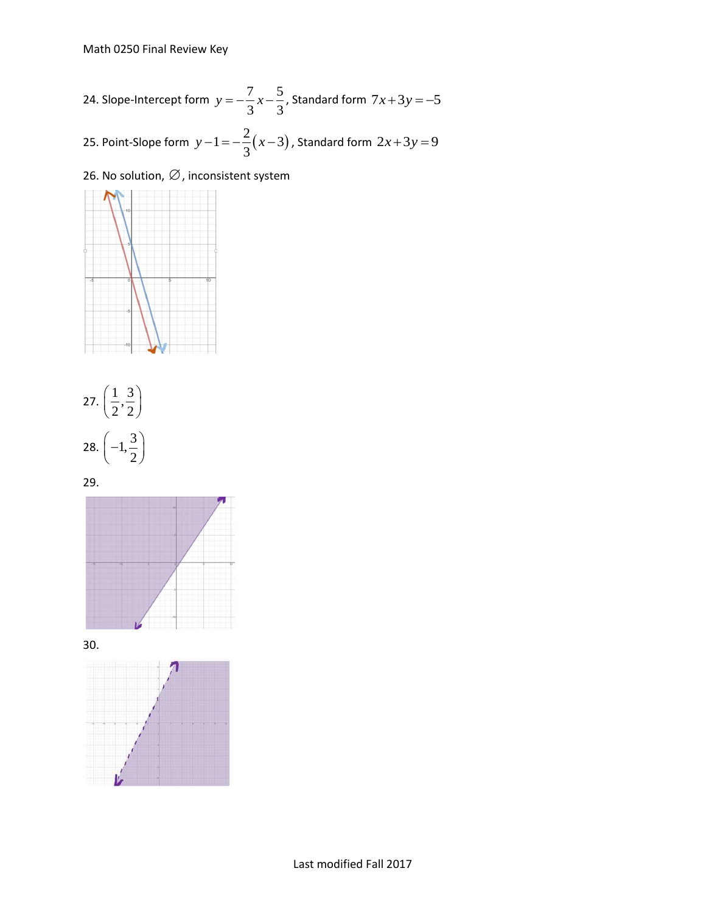24. Slope-Intercept form $y = -\frac{7}{3}x - \frac{5}{3}$, Standard form $7x + 3y = -5$

25. Point-Slope form $y - 1 = -\frac{2}{3}(x - 3)$, Standard form $2x + 3y = 9$

26. No solution, $\varnothing$, inconsistent system

27. $\left(\frac{1}{2}, \frac{3}{2}\right)$

28. $\left(-1, \frac{3}{2}\right)$

29.

30.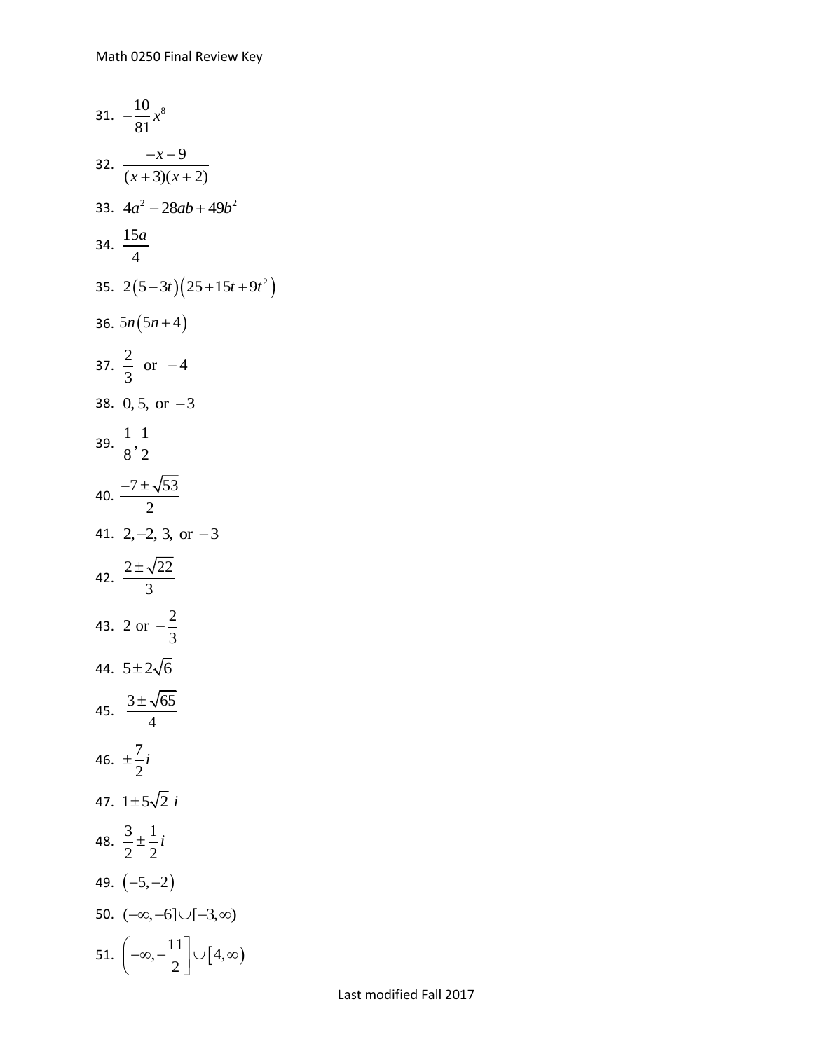31. $-\dfrac{10}{81}x^8$

32. $\dfrac{-x-9}{(x+3)(x+2)}$

33. $4a^2 - 28ab + 49b^2$

34. $\dfrac{15a}{4}$

35. $2(5-3t)(25+15t+9t^2)$

36. $5n(5n+4)$

37. $\dfrac{2}{3}$ or $-4$

38. $0, 5,$ or $-3$

39. $\dfrac{1}{8}, \dfrac{1}{2}$

40. $\dfrac{-7 \pm \sqrt{53}}{2}$

41. $2, -2, 3,$ or $-3$

42. $\dfrac{2 \pm \sqrt{22}}{3}$

43. $2$ or $-\dfrac{2}{3}$

44. $5 \pm 2\sqrt{6}$

45. $\dfrac{3 \pm \sqrt{65}}{4}$

46. $\pm\dfrac{7}{2}i$

47. $1 \pm 5\sqrt{2}\, i$

48. $\dfrac{3}{2} \pm \dfrac{1}{2}i$

49. $(-5, -2)$

50. $(-\infty, -6] \cup [-3, \infty)$

51. $\left(-\infty, -\dfrac{11}{2}\right] \cup [4, \infty)$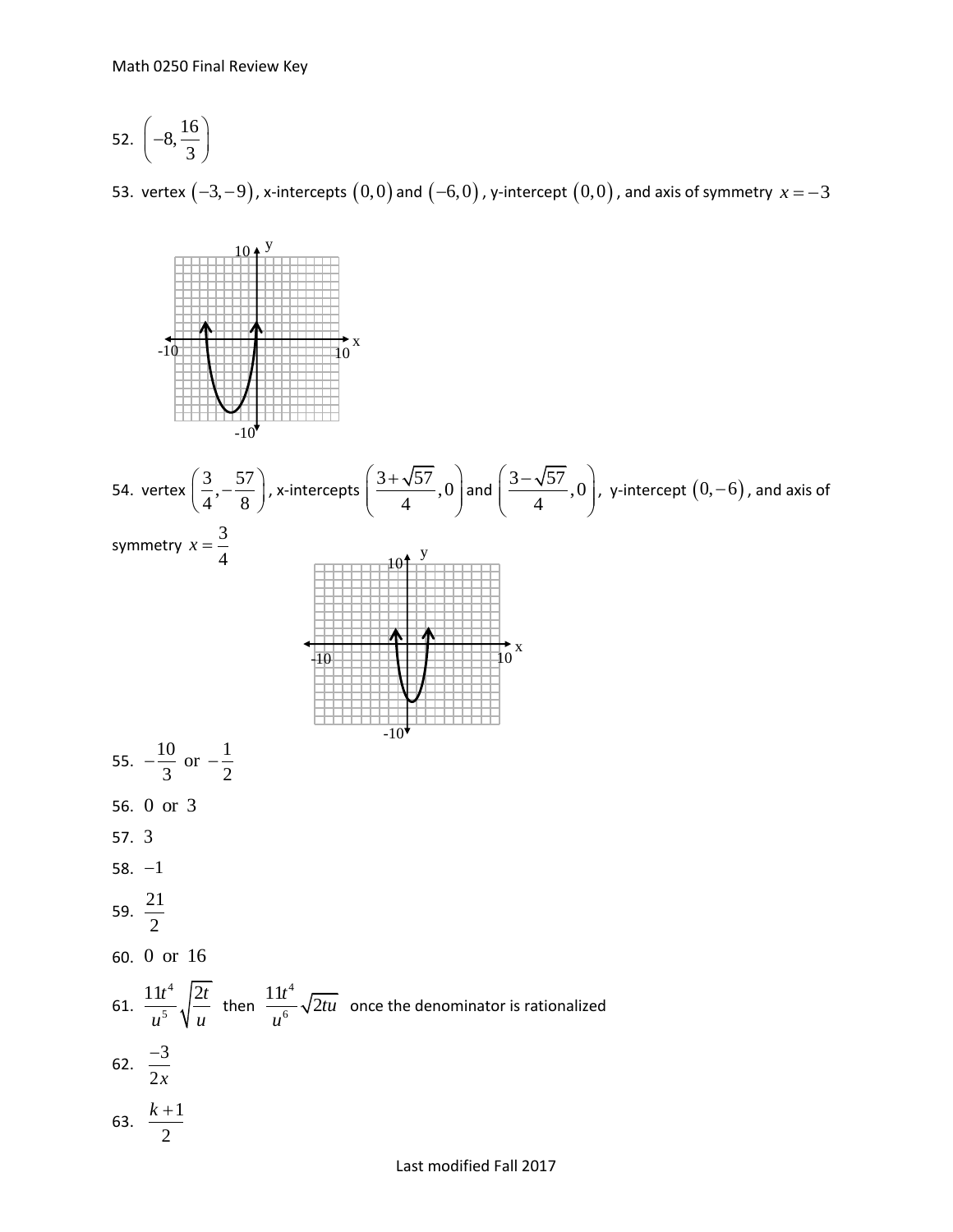52. $\left(-8, \dfrac{16}{3}\right)$

53. vertex $(-3,-9)$, x-intercepts $(0,0)$ and $(-6,0)$, y-intercept $(0,0)$, and axis of symmetry $x=-3$

54. vertex $\left(\dfrac{3}{4}, -\dfrac{57}{8}\right)$, x-intercepts $\left(\dfrac{3+\sqrt{57}}{4}, 0\right)$ and $\left(\dfrac{3-\sqrt{57}}{4}, 0\right)$, y-intercept $(0,-6)$, and axis of symmetry $x=\dfrac{3}{4}$

55. $-\dfrac{10}{3}$ or $-\dfrac{1}{2}$

56. $0$ or $3$

57. $3$

58. $-1$

59. $\dfrac{21}{2}$

60. $0$ or $16$

61. $\dfrac{11t^4}{u^5}\sqrt{\dfrac{2t}{u}}$ then $\dfrac{11t^4}{u^6}\sqrt{2tu}$ once the denominator is rationalized

62. $\dfrac{-3}{2x}$

63. $\dfrac{k+1}{2}$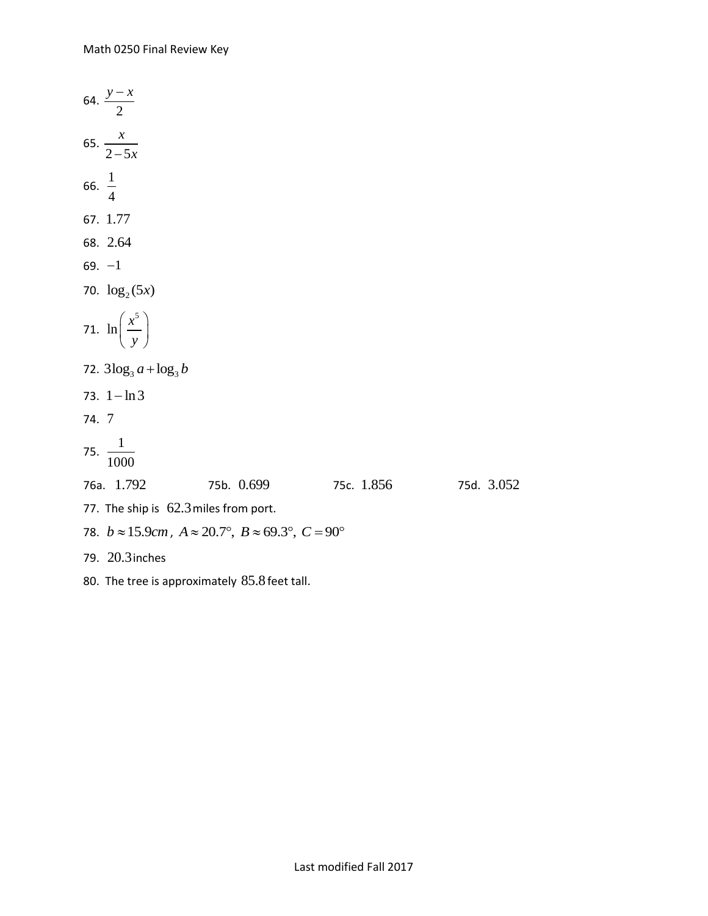64. $\dfrac{y-x}{2}$

65. $\dfrac{x}{2-5x}$

66. $\dfrac{1}{4}$

67. $1.77$

68. $2.64$

69. $-1$

70. $\log_2(5x)$

71. $\ln\left(\dfrac{x^5}{y}\right)$

72. $3\log_3 a + \log_3 b$

73. $1-\ln 3$

74. $7$

75. $\dfrac{1}{1000}$

76a. $1.792$  75b. $0.699$  75c. $1.856$  75d. $3.052$

77. The ship is $62.3$ miles from port.

78. $b \approx 15.9cm$, $A \approx 20.7°$, $B \approx 69.3°$, $C = 90°$

79. $20.3$ inches

80. The tree is approximately $85.8$ feet tall.